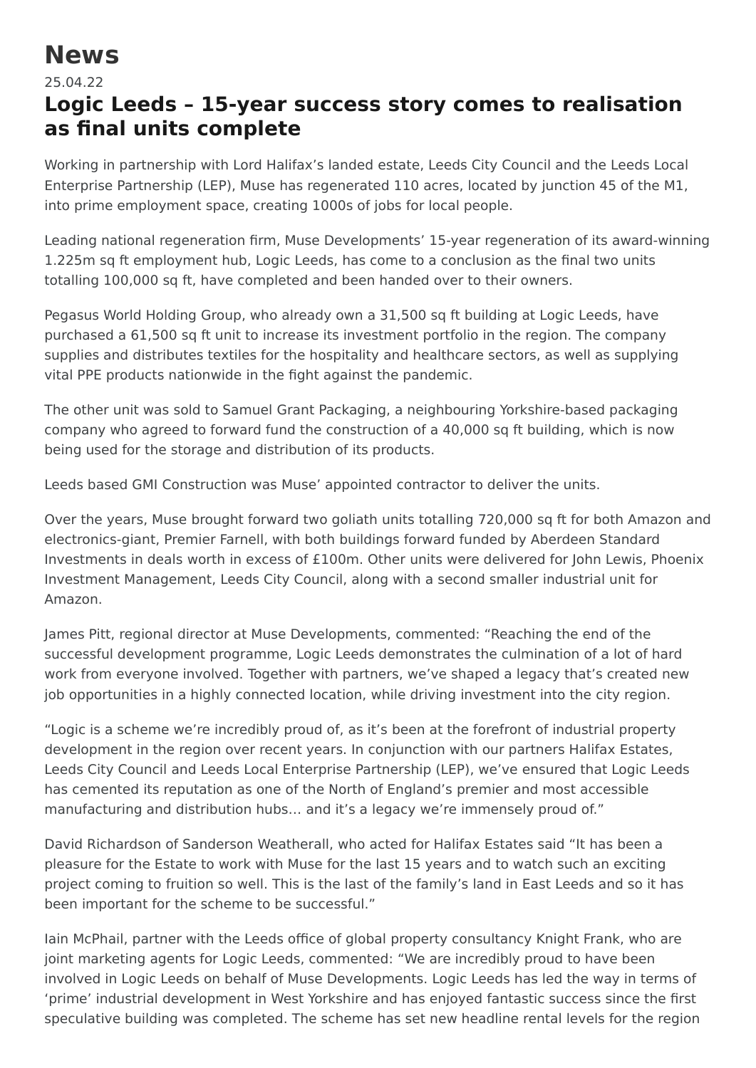# News

25.04.22

## Logic Leeds – 15-year success story comes to realisation as final units complete

Working in partnership with Lord Halifax's landed estate, Leeds City Council and the Leeds Local Enterprise Partnership (LEP), Muse has regenerated 110 acres, located by junction 45 of the M1, into prime employment space, creating 1000s of jobs for local people.

Leading national regeneration firm, Muse Developments' 15-year regeneration of its award-winning 1.225m sq ft employment hub, Logic Leeds, has come to a conclusion as the final two units totalling 100,000 sq ft, have completed and been handed over to their owners.

Pegasus World Holding Group, who already own a 31,500 sq ft building at Logic Leeds, have purchased a 61,500 sq ft unit to increase its investment portfolio in the region. The company supplies and distributes textiles for the hospitality and healthcare sectors, as well as supplying vital PPE products nationwide in the fight against the pandemic.

The other unit was sold to Samuel Grant Packaging, a neighbouring Yorkshire-based packaging company who agreed to forward fund the construction of a 40,000 sq ft building, which is now being used for the storage and distribution of its products.

Leeds based GMI Construction was Muse' appointed contractor to deliver the units.

Over the years, Muse brought forward two goliath units totalling 720,000 sq ft for both Amazon and electronics-giant, Premier Farnell, with both buildings forward funded by Aberdeen Standard Investments in deals worth in excess of £100m. Other units were delivered for John Lewis, Phoenix Investment Management, Leeds City Council, along with a second smaller industrial unit for Amazon.

James Pitt, regional director at Muse Developments, commented: "Reaching the end of the successful development programme, Logic Leeds demonstrates the culmination of a lot of hard work from everyone involved. Together with partners, we've shaped a legacy that's created new job opportunities in a highly connected location, while driving investment into the city region.

"Logic is a scheme we're incredibly proud of, as it's been at the forefront of industrial property development in the region over recent years. In conjunction with our partners Halifax Estates, Leeds City Council and Leeds Local Enterprise Partnership (LEP), we've ensured that Logic Leeds has cemented its reputation as one of the North of England's premier and most accessible manufacturing and distribution hubs… and it's a legacy we're immensely proud of."

David Richardson of Sanderson Weatherall, who acted for Halifax Estates said "It has been a pleasure for the Estate to work with Muse for the last 15 years and to watch such an exciting project coming to fruition so well. This is the last of the family's land in East Leeds and so it has been important for the scheme to be successful."

Iain McPhail, partner with the Leeds office of global property consultancy Knight Frank, who are joint marketing agents for Logic Leeds, commented: "We are incredibly proud to have been involved in Logic Leeds on behalf of Muse Developments. Logic Leeds has led the way in terms of 'prime' industrial development in West Yorkshire and has enjoyed fantastic success since the first speculative building was completed. The scheme has set new headline rental levels for the region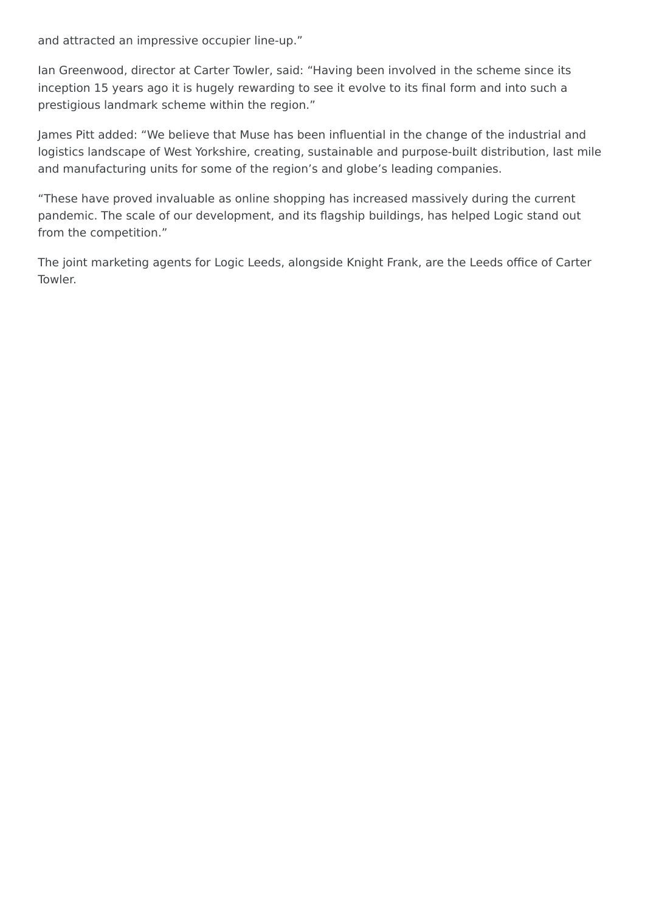and attracted an impressive occupier line-up."

Ian Greenwood, director at Carter Towler, said: "Having been involved in the scheme since its inception 15 years ago it is hugely rewarding to see it evolve to its final form and into such a prestigious landmark scheme within the region."

James Pitt added: "We believe that Muse has been influential in the change of the industrial and logistics landscape of West Yorkshire, creating, sustainable and purpose-built distribution, last mile and manufacturing units for some of the region's and globe's leading companies.

"These have proved invaluable as online shopping has increased massively during the current pandemic. The scale of our development, and its flagship buildings, has helped Logic stand out from the competition."

The joint marketing agents for Logic Leeds, alongside Knight Frank, are the Leeds office of Carter Towler.